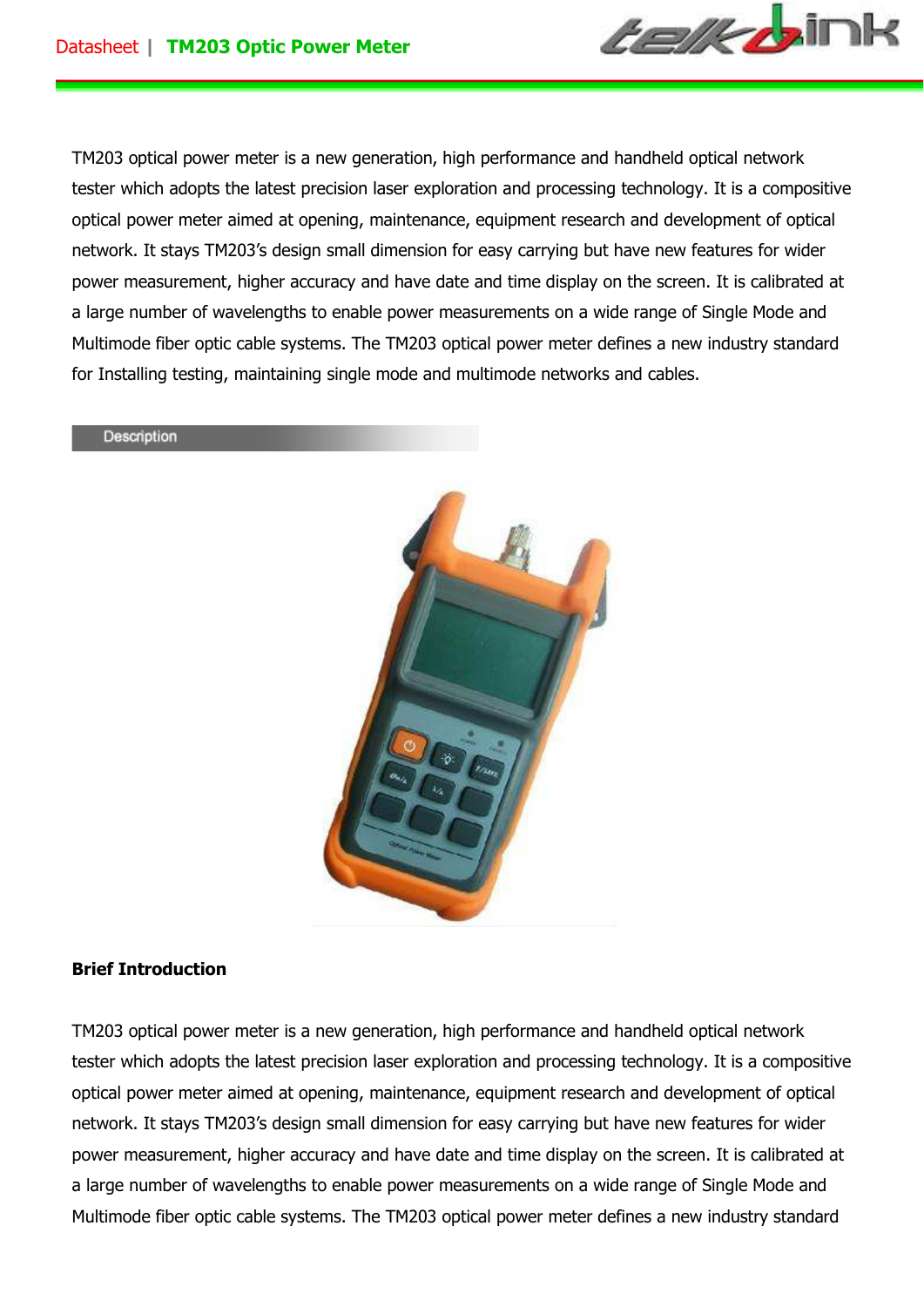TM203 optical power meter is a new generation, high performance and handheld optical network tester which adopts the latest precision laser exploration and processing technology. It is a compositive optical power meter aimed at opening, maintenance, equipment research and development of optical network. It stays TM203's design small dimension for easy carrying but have new features for wider power measurement, higher accuracy and have date and time display on the screen. It is calibrated at a large number of wavelengths to enable power measurements on a wide range of Single Mode and Multimode fiber optic cable systems. The TM203 optical power meter defines a new industry standard for Installing testing, maintaining single mode and multimode networks and cables.

## Description

**Brief Introduction**

TM203 optical power meter is a new generation, high performance and handheld optical network tester which adopts the latest precision laser exploration and processing technology. It is a compositive optical power meter aimed at opening, maintenance, equipment research and development of optical network. It stays TM203's design small dimension for easy carrying but have new features for wider power measurement, higher accuracy and have date and time display on the screen. It is calibrated at a large number of wavelengths to enable power measurements on a wide range of Single Mode and Multimode fiber optic cable systems. The TM203 optical power meter defines a new industry standard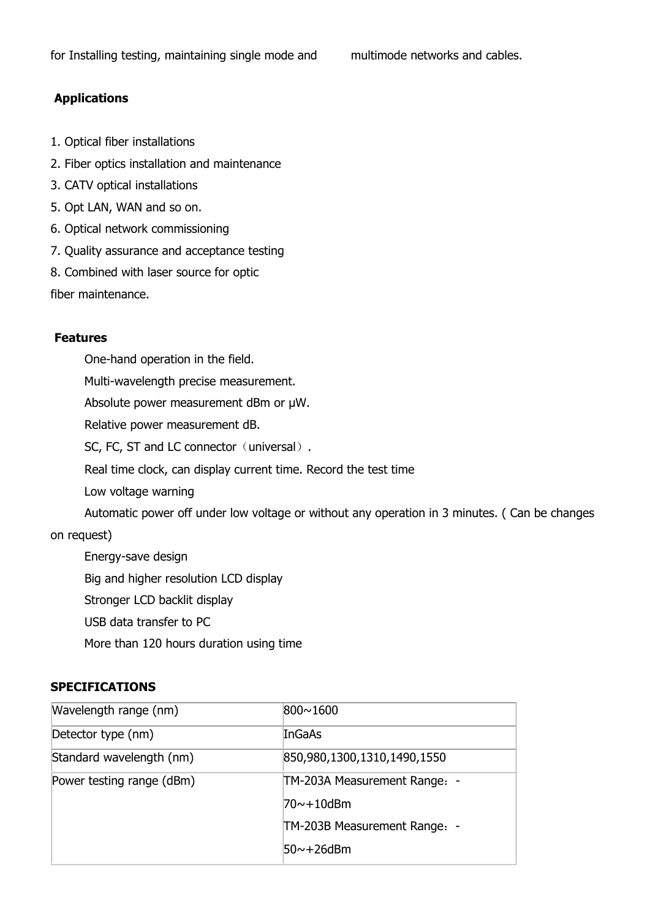for Installing testing, maintaining single mode and multimode networks and cables.

**Applications**

1. Optical fiber installations
2. Fiber optics installation and maintenance
3. CATV optical installations
5. Opt LAN, WAN and so on.
6. Optical network commissioning
7. Quality assurance and acceptance testing
8. Combined with laser source for optic fiber maintenance.

**Features**

One-hand operation in the field.

Multi-wavelength precise measurement.

Absolute power measurement dBm or μW.

Relative power measurement dB.

SC, FC, ST and LC connector（universal）.

Real time clock, can display current time. Record the test time

Low voltage warning

Automatic power off under low voltage or without any operation in 3 minutes. ( Can be changes on request)

Energy-save design

Big and higher resolution LCD display

Stronger LCD backlit display

USB data transfer to PC

More than 120 hours duration using time

**SPECIFICATIONS**

| Wavelength range (nm) | 800~1600 |
|---|---|
| Detector type (nm) | InGaAs |
| Standard wavelength (nm) | 850,980,1300,1310,1490,1550 |
| Power testing range (dBm) | TM-203A Measurement Range：-70~+10dBm<br>TM-203B Measurement Range：-50~+26dBm |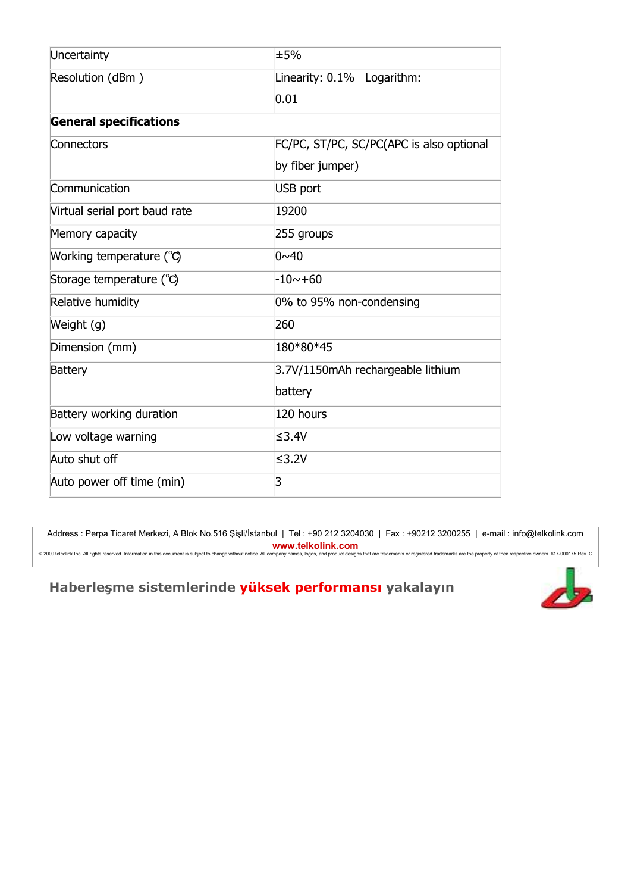| | |
|---|---|
| Uncertainty | ±5% |
| Resolution (dBm ) | Linearity: 0.1%   Logarithm: 0.01 |
| **General specifications** | |
| Connectors | FC/PC, ST/PC, SC/PC(APC is also optional by fiber jumper) |
| Communication | USB port |
| Virtual serial port baud rate | 19200 |
| Memory capacity | 255 groups |
| Working temperature (℃) | 0~40 |
| Storage temperature (℃) | -10~+60 |
| Relative humidity | 0% to 95% non-condensing |
| Weight (g) | 260 |
| Dimension (mm) | 180*80*45 |
| Battery | 3.7V/1150mAh rechargeable lithium battery |
| Battery working duration | 120 hours |
| Low voltage warning | ≤3.4V |
| Auto shut off | ≤3.2V |
| Auto power off time (min) | 3 |

Address : Perpa Ticaret Merkezi, A Blok No.516 Şişli/İstanbul | Tel : +90 212 3204030 | Fax : +90212 3200255 | e-mail : info@telkolink.com

**www.telkolink.com**

© 2009 telcolink Inc. All rights reserved. Information in this document is subject to change without notice. All company names, logos, and product designs that are trademarks or registered trademarks are the property of their respective owners. 617-000175 Rev. C

**Haberleşme sistemlerinde yüksek performansı yakalayın**